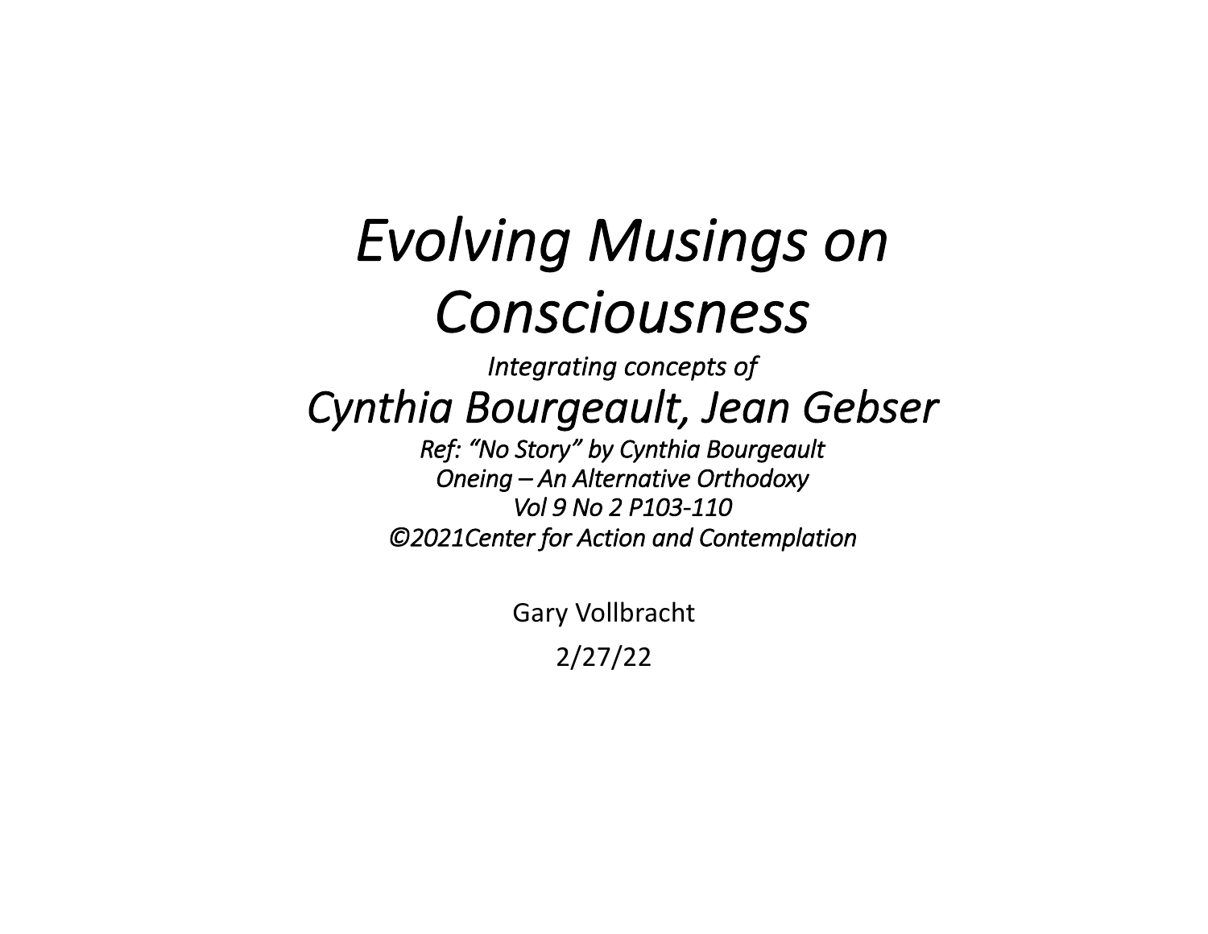# *Evolving Musings on Consciousness*

*Integrating concepts of*

## *Cynthia Bourgeault, Jean Gebser*

*Ref: "No Story" by Cynthia Bourgeault*
*Oneing – An Alternative Orthodoxy*
*Vol 9 No 2 P103-110*
*©2021Center for Action and Contemplation*

Gary Vollbracht

2/27/22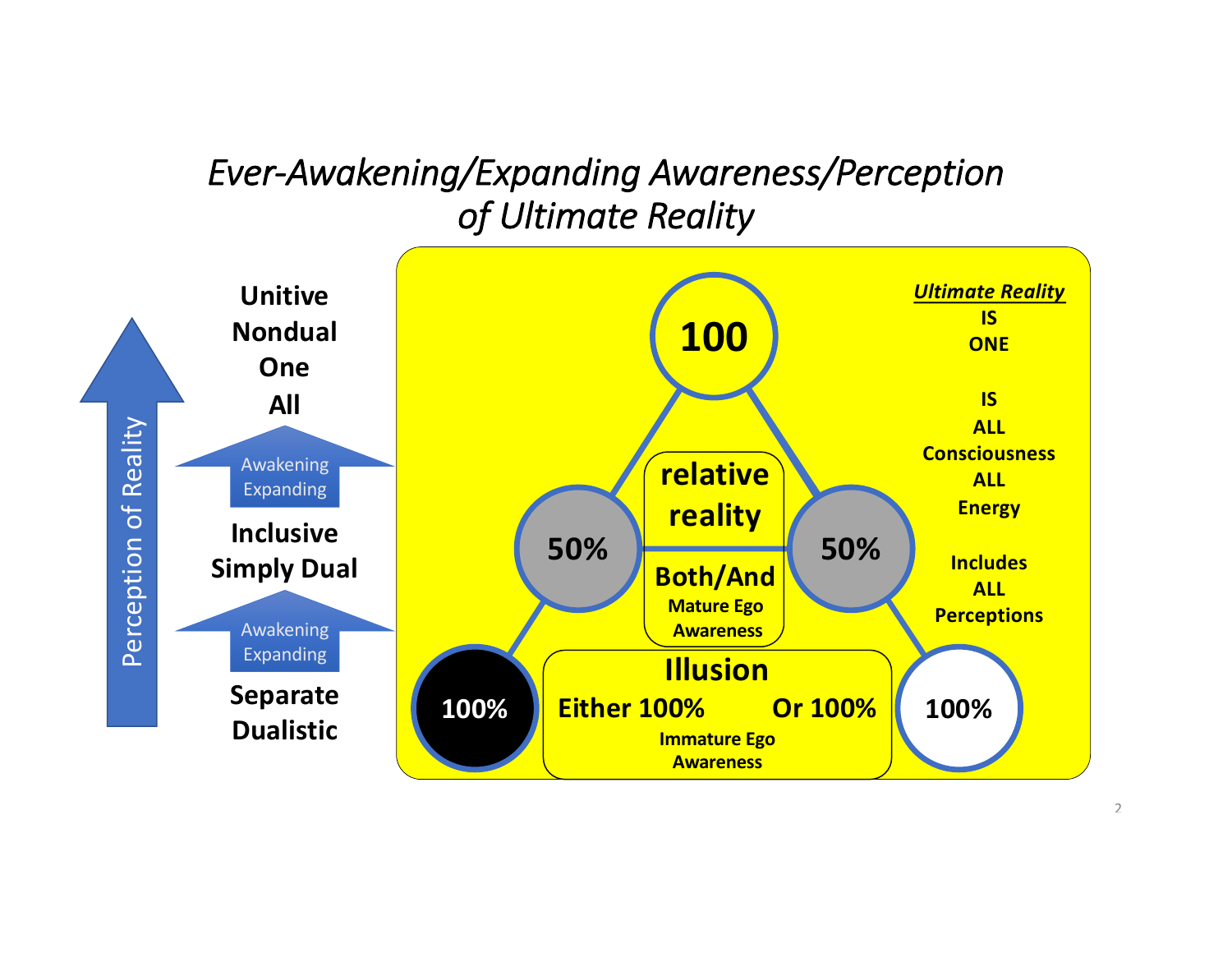# *Ever-Awakening/Expanding Awareness/Perception of Ultimate Reality*

Perception of Reality

**Unitive**
**Nondual**
**One**
**All**

Awakening
Expanding

**Inclusive**
**Simply Dual**

Awakening
Expanding

**Separate**
**Dualistic**

**100**

**50%** **50%**

**relative reality**

**Both/And**
**Mature Ego Awareness**

**100%** **100%**

**Illusion**
**Either 100% Or 100%**
**Immature Ego Awareness**

***Ultimate Reality***
**IS**
**ONE**

**IS**
**ALL**
**Consciousness**
**ALL**
**Energy**

**Includes**
**ALL**
**Perceptions**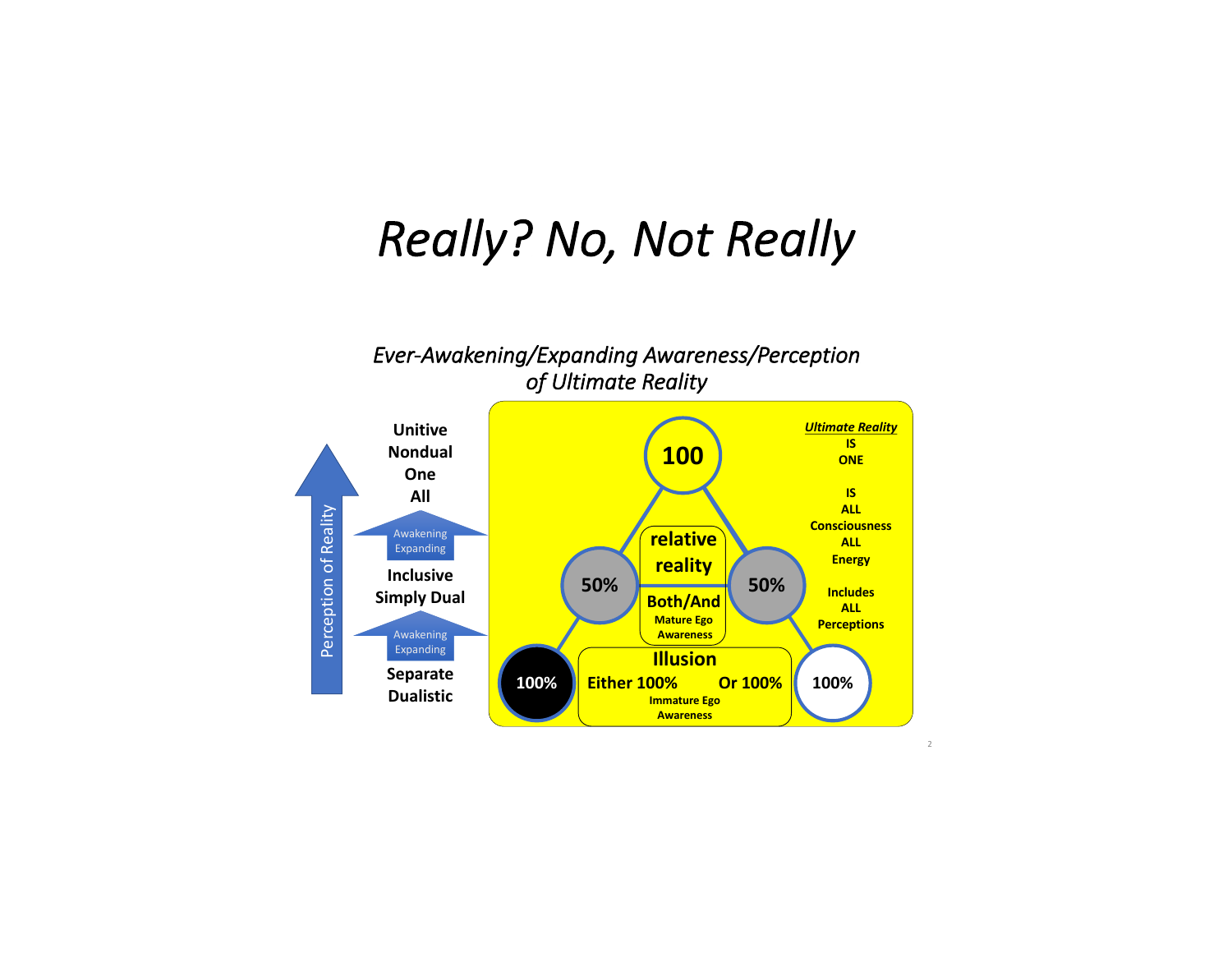# *Really? No, Not Really*

*Ever-Awakening/Expanding Awareness/Perception of Ultimate Reality*

Perception of Reality

**Unitive**
**Nondual**
**One**
**All**

Awakening
Expanding

**Inclusive**
**Simply Dual**

Awakening
Expanding

**Separate**
**Dualistic**

**100**

**50%** **relative reality** **50%**

**Both/And**
**Mature Ego Awareness**

**100%** **Illusion** **100%**

**Either 100% Or 100%**
**Immature Ego Awareness**

***Ultimate Reality***
**IS**
**ONE**

**IS**
**ALL**
**Consciousness**
**ALL**
**Energy**

**Includes**
**ALL**
**Perceptions**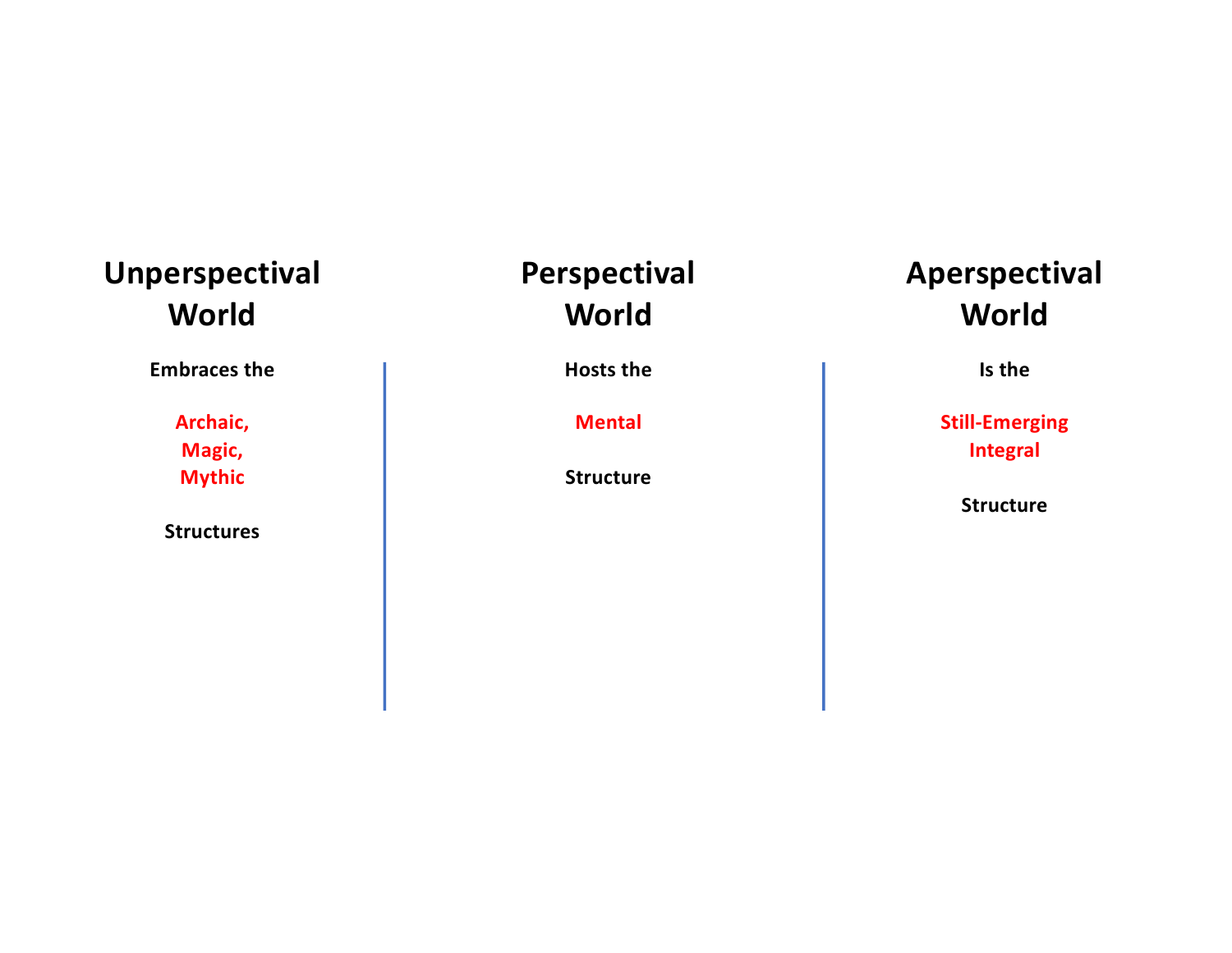## Unperspectival World

**Embraces the**

**Archaic,**
**Magic,**
**Mythic**

**Structures**

## Perspectival World

**Hosts the**

**Mental**

**Structure**

## Aperspectival World

**Is the**

**Still-Emerging**
**Integral**

**Structure**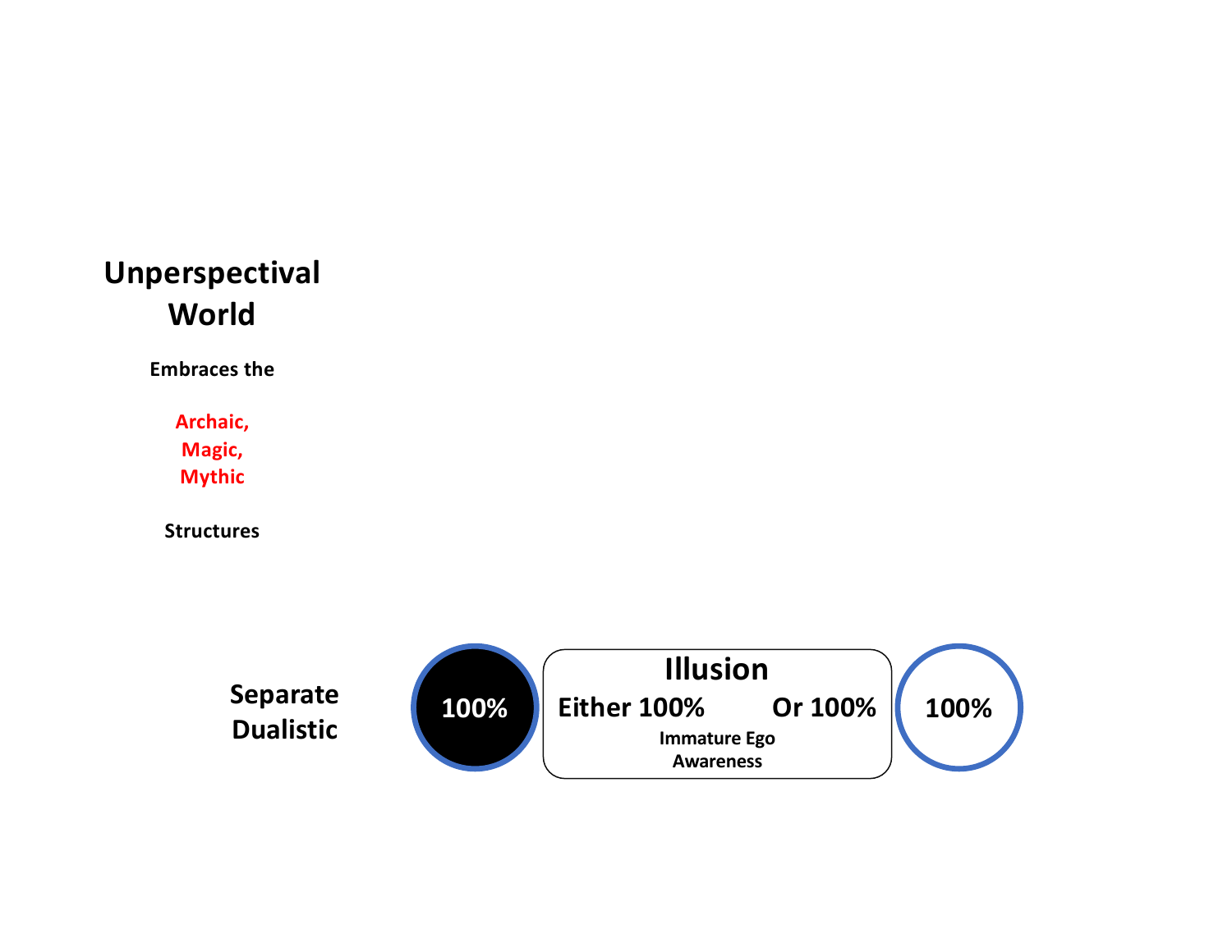## Unperspectival World

**Embraces the**

**Archaic,**
**Magic,**
**Mythic**

**Structures**

**Separate Dualistic**

**100%**

**Illusion**

**Either 100%** **Or 100%**

**Immature Ego Awareness**

**100%**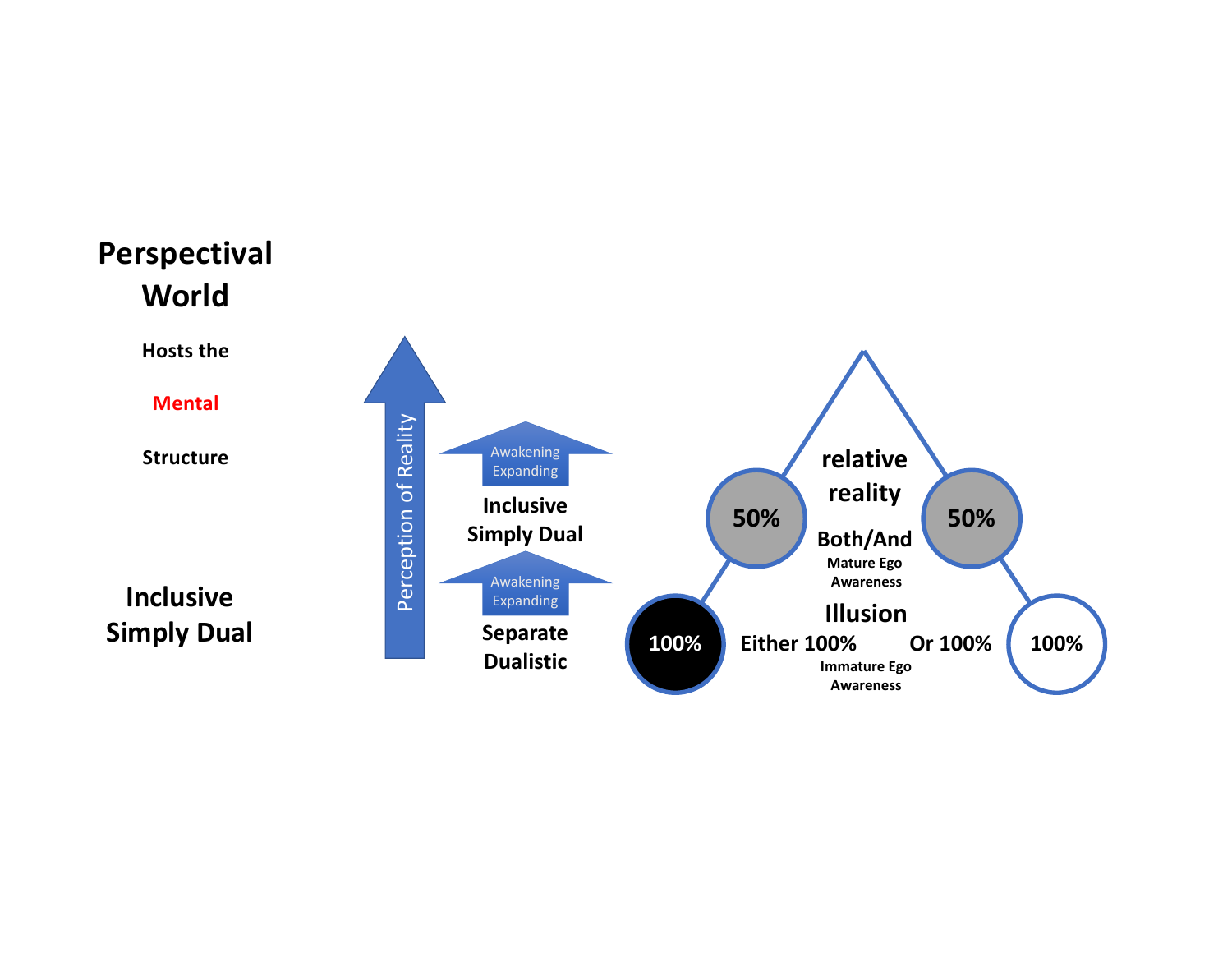# Perspectival World

**Hosts the**

**Mental**

**Structure**

**Inclusive Simply Dual**

Perception of Reality

Awakening Expanding

**Inclusive Simply Dual**

Awakening Expanding

**Separate Dualistic**

**relative reality**

**50%** **50%**

**Both/And**

**Mature Ego Awareness**

**Illusion**

**100%** **Either 100%** **Or 100%** **100%**

**Immature Ego Awareness**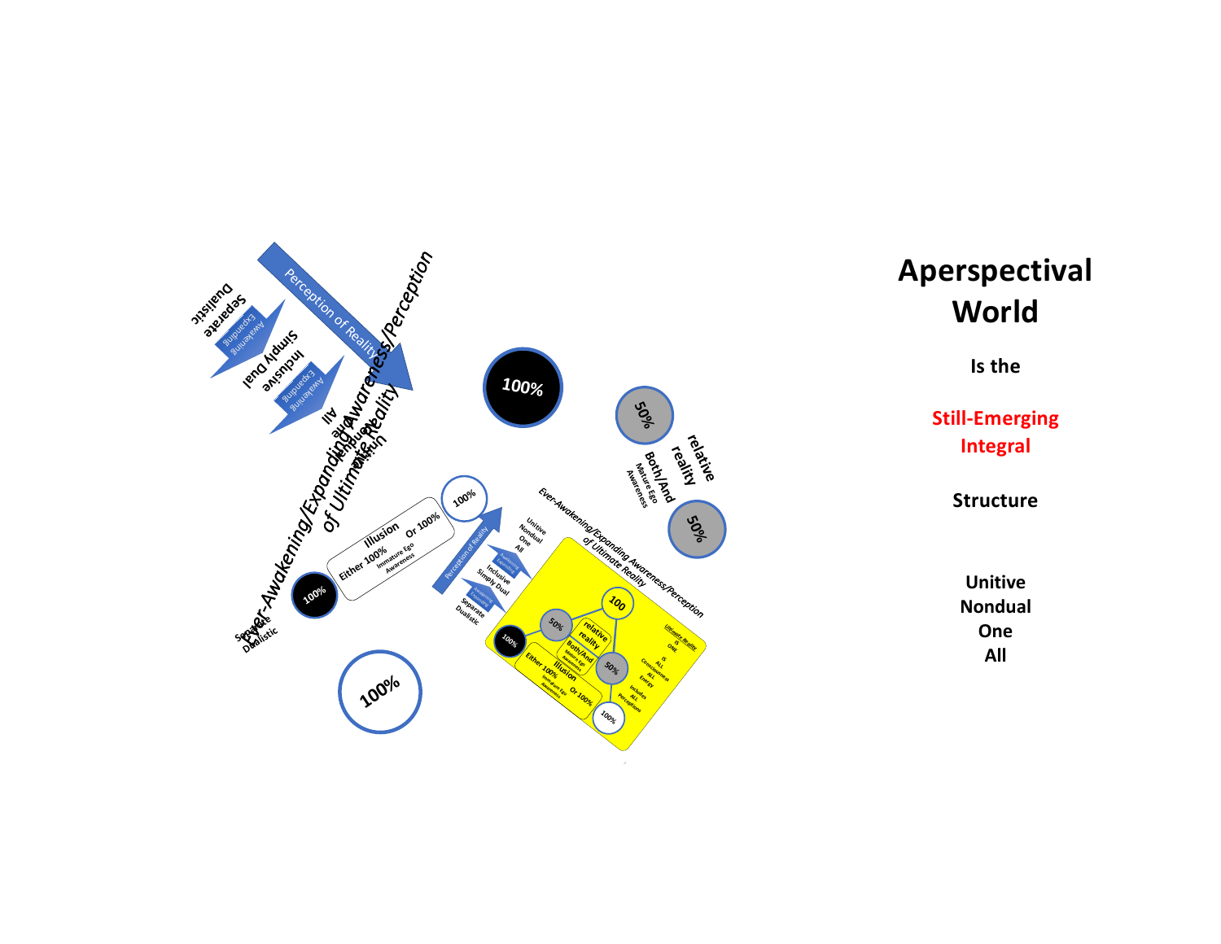# Aperspectival World

**Is the**

**Still-Emerging Integral**

**Structure**

**Unitive**
**Nondual**
**One**
**All**

Perception of Reality

Ever-Awakening/Expanding Awareness/Perception of Ultimate Reality

Separate Dualistic

Awakening Expanding

Inclusive Simply Dual

Awakening Expanding

All

100%

50%

relative reality

Both/And

Mature Ego Awareness

50%

100%

Illusion

Either 100% Or 100%

Immature Ego Awareness

100%

Separate Dualistic

100%

Perception of Reality

Unitive Nondual One All

Inclusive Simply Dual

Separate Dualistic

Ever-Awakening/Expanding Awareness/Perception of Ultimate Reality

100

50%

relative reality

Both/And

Mature Ego Awareness

50%

100%

Illusion

Either 100% Or 100%

Immature Ego Awareness

100%

Ultimate Reality IS ONE IS ALL Consciousness ALL Energy Includes ALL Perceptions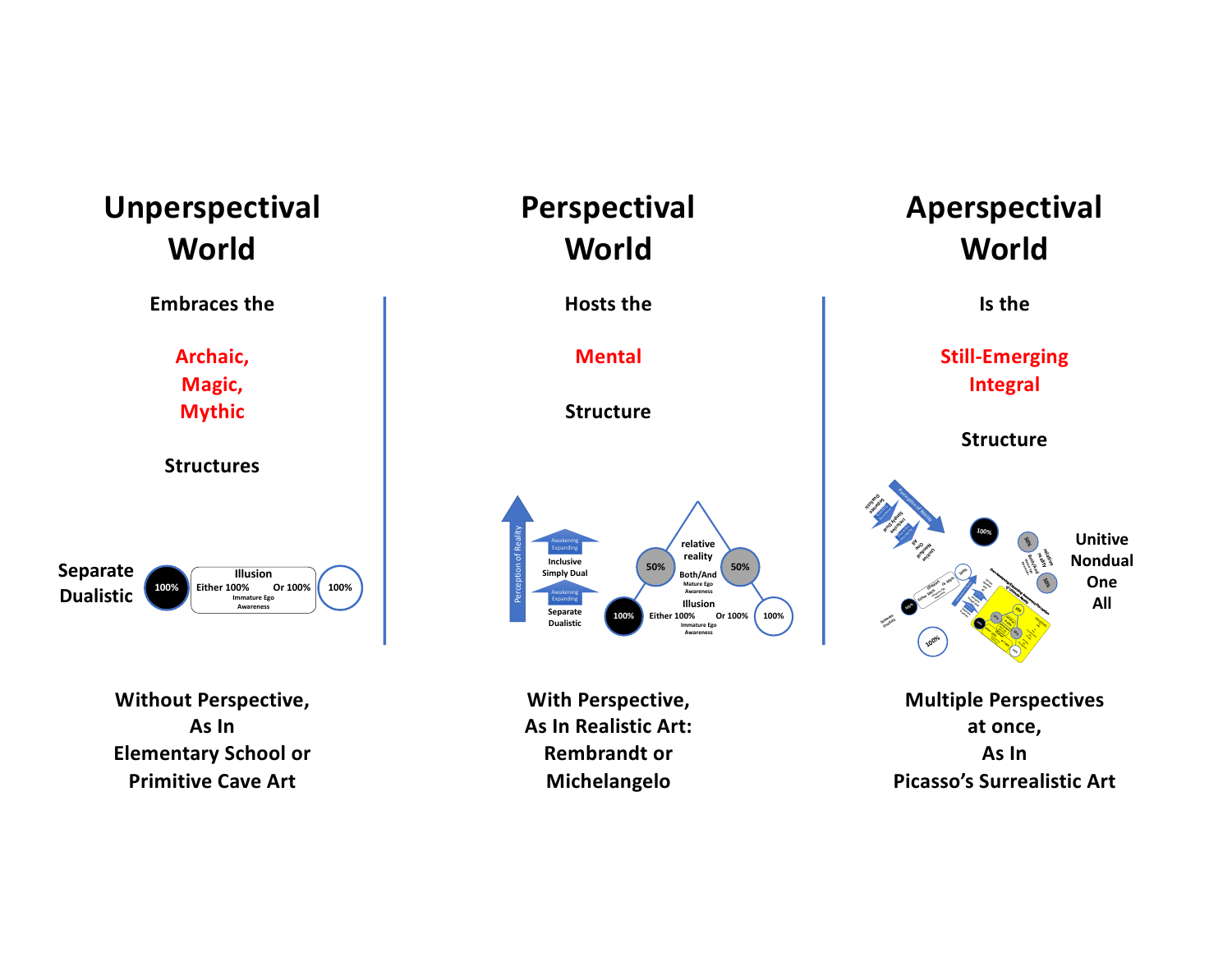## Unperspectival World

Embraces the

Archaic,
Magic,
Mythic

Structures

Separate
Dualistic

100%

Illusion
Either 100% Or 100%
Immature Ego
Awareness

100%

Without Perspective,
As In
Elementary School or
Primitive Cave Art

## Perspectival World

Hosts the

Mental

Structure

Perception of Reality

Awakening
Expanding

Inclusive
Simply Dual

Awakening
Expanding

Separate
Dualistic

relative
reality

50%

50%

Both/And
Mature Ego
Awareness

Illusion

100%

Either 100% Or 100%

Immature Ego
Awareness

100%

With Perspective,
As In Realistic Art:
Rembrandt or
Michelangelo

## Aperspectival World

Is the

Still-Emerging
Integral

Structure

100%

50%

50%

100%

Unitive
Nondual
One
All

Multiple Perspectives
at once,
As In
Picasso's Surrealistic Art